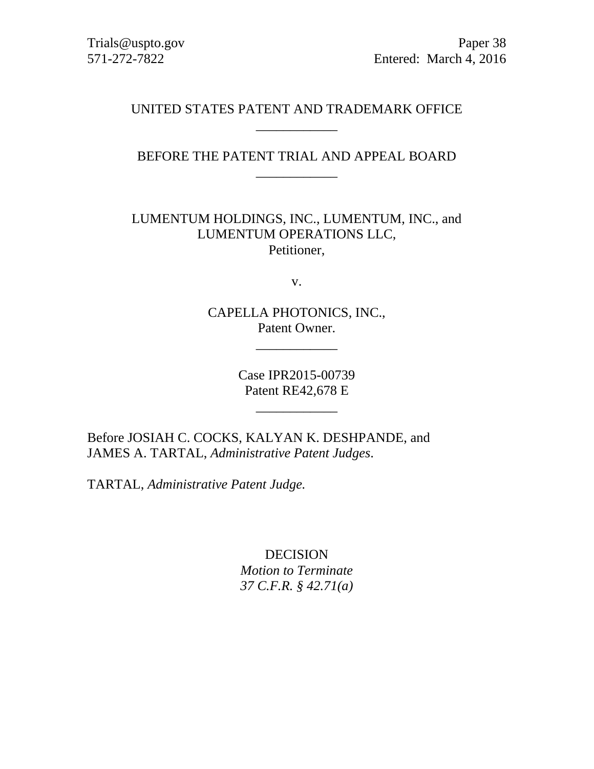Trials@uspto.gov
571-272-7822

Paper 38
Entered: March 4, 2016

UNITED STATES PATENT AND TRADEMARK OFFICE

\_\_\_\_\_\_\_\_\_\_\_\_

BEFORE THE PATENT TRIAL AND APPEAL BOARD

\_\_\_\_\_\_\_\_\_\_\_\_

LUMENTUM HOLDINGS, INC., LUMENTUM, INC., and LUMENTUM OPERATIONS LLC,
Petitioner,

v.

CAPELLA PHOTONICS, INC.,
Patent Owner.

\_\_\_\_\_\_\_\_\_\_\_\_

Case IPR2015-00739
Patent RE42,678 E

\_\_\_\_\_\_\_\_\_\_\_\_

Before JOSIAH C. COCKS, KALYAN K. DESHPANDE, and JAMES A. TARTAL, *Administrative Patent Judges*.

TARTAL, *Administrative Patent Judge.*

DECISION
*Motion to Terminate*
*37 C.F.R. § 42.71(a)*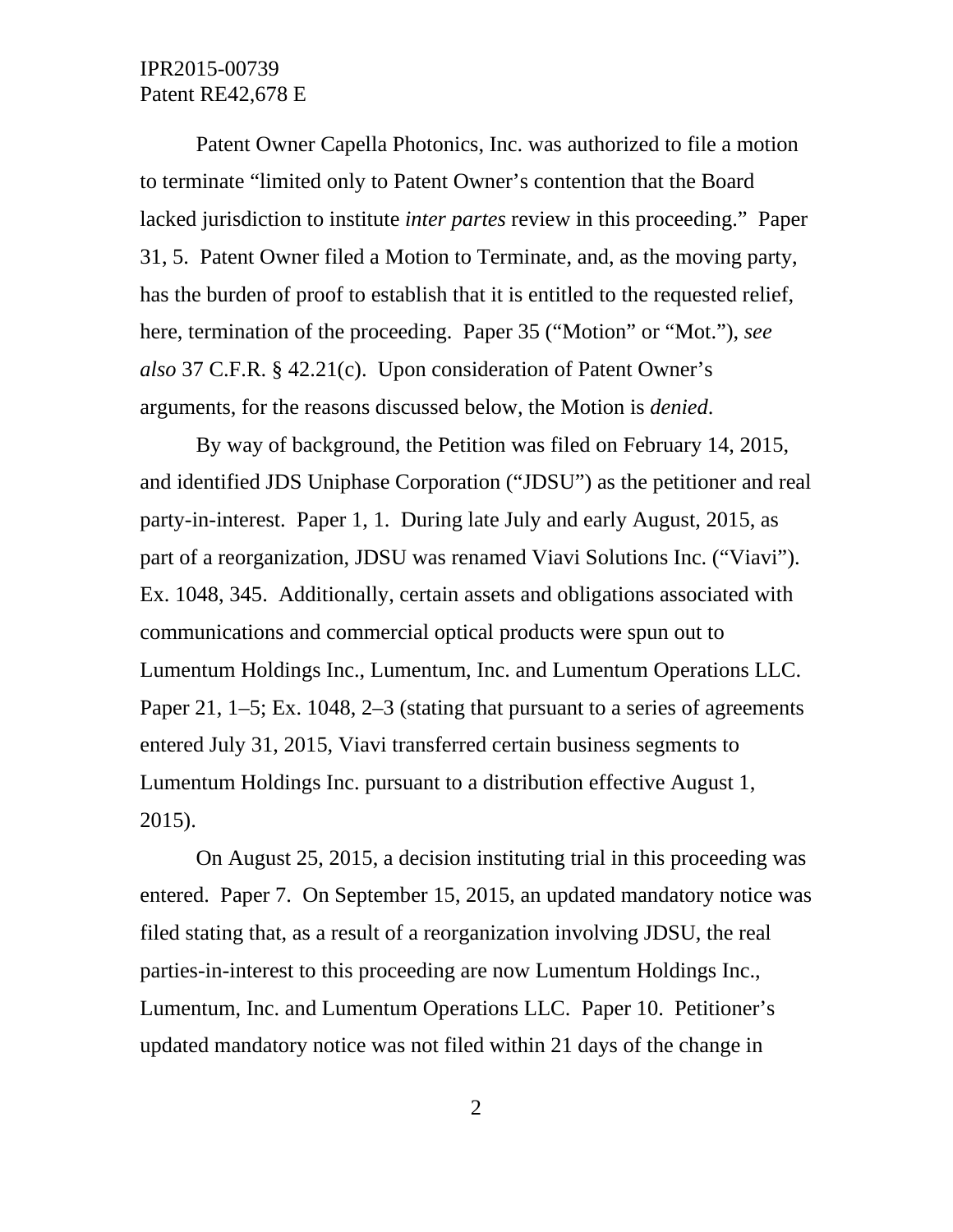Patent Owner Capella Photonics, Inc. was authorized to file a motion to terminate "limited only to Patent Owner's contention that the Board lacked jurisdiction to institute *inter partes* review in this proceeding." Paper 31, 5. Patent Owner filed a Motion to Terminate, and, as the moving party, has the burden of proof to establish that it is entitled to the requested relief, here, termination of the proceeding. Paper 35 ("Motion" or "Mot."), *see also* 37 C.F.R. § 42.21(c). Upon consideration of Patent Owner's arguments, for the reasons discussed below, the Motion is *denied*.

By way of background, the Petition was filed on February 14, 2015, and identified JDS Uniphase Corporation ("JDSU") as the petitioner and real party-in-interest. Paper 1, 1. During late July and early August, 2015, as part of a reorganization, JDSU was renamed Viavi Solutions Inc. ("Viavi"). Ex. 1048, 345. Additionally, certain assets and obligations associated with communications and commercial optical products were spun out to Lumentum Holdings Inc., Lumentum, Inc. and Lumentum Operations LLC. Paper 21, 1–5; Ex. 1048, 2–3 (stating that pursuant to a series of agreements entered July 31, 2015, Viavi transferred certain business segments to Lumentum Holdings Inc. pursuant to a distribution effective August 1, 2015).

On August 25, 2015, a decision instituting trial in this proceeding was entered. Paper 7. On September 15, 2015, an updated mandatory notice was filed stating that, as a result of a reorganization involving JDSU, the real parties-in-interest to this proceeding are now Lumentum Holdings Inc., Lumentum, Inc. and Lumentum Operations LLC. Paper 10. Petitioner's updated mandatory notice was not filed within 21 days of the change in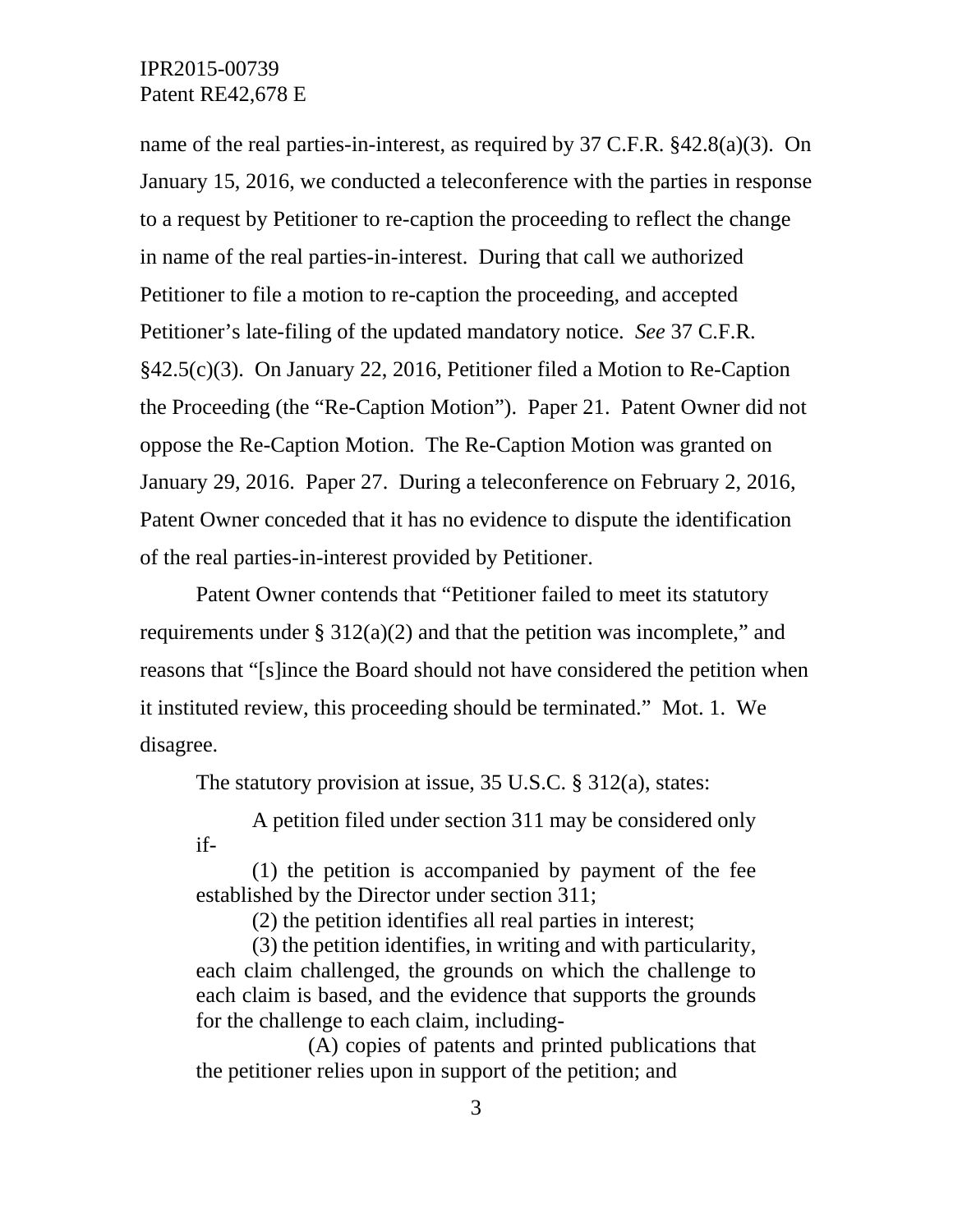name of the real parties-in-interest, as required by 37 C.F.R. §42.8(a)(3). On January 15, 2016, we conducted a teleconference with the parties in response to a request by Petitioner to re-caption the proceeding to reflect the change in name of the real parties-in-interest. During that call we authorized Petitioner to file a motion to re-caption the proceeding, and accepted Petitioner's late-filing of the updated mandatory notice. *See* 37 C.F.R. §42.5(c)(3). On January 22, 2016, Petitioner filed a Motion to Re-Caption the Proceeding (the "Re-Caption Motion"). Paper 21. Patent Owner did not oppose the Re-Caption Motion. The Re-Caption Motion was granted on January 29, 2016. Paper 27. During a teleconference on February 2, 2016, Patent Owner conceded that it has no evidence to dispute the identification of the real parties-in-interest provided by Petitioner.

Patent Owner contends that "Petitioner failed to meet its statutory requirements under § 312(a)(2) and that the petition was incomplete," and reasons that "[s]ince the Board should not have considered the petition when it instituted review, this proceeding should be terminated." Mot. 1. We disagree.

The statutory provision at issue, 35 U.S.C. § 312(a), states:

> A petition filed under section 311 may be considered only if-
>
> (1) the petition is accompanied by payment of the fee established by the Director under section 311;
>
> (2) the petition identifies all real parties in interest;
>
> (3) the petition identifies, in writing and with particularity, each claim challenged, the grounds on which the challenge to each claim is based, and the evidence that supports the grounds for the challenge to each claim, including-
>
> (A) copies of patents and printed publications that the petitioner relies upon in support of the petition; and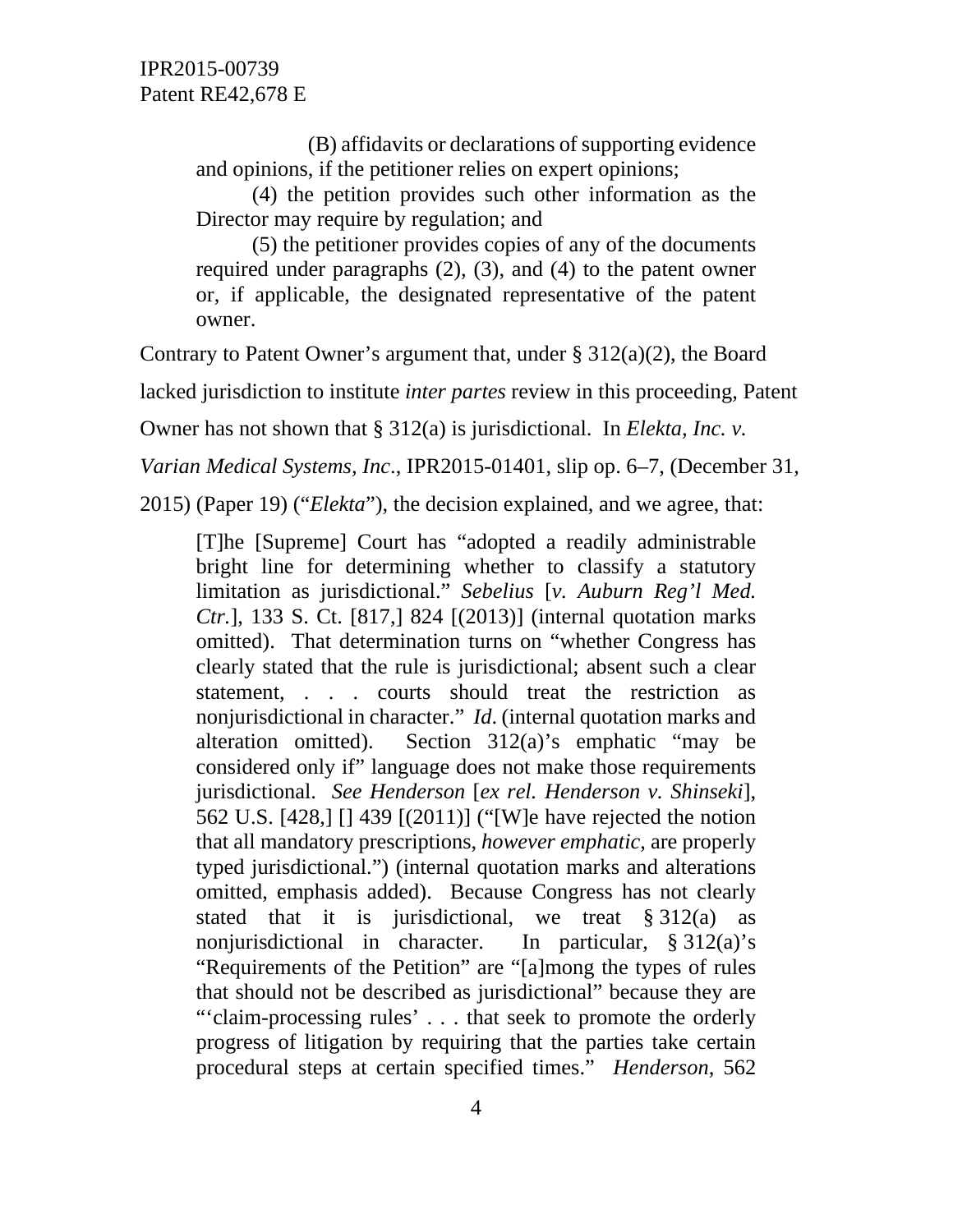(B) affidavits or declarations of supporting evidence and opinions, if the petitioner relies on expert opinions;

> (4) the petition provides such other information as the Director may require by regulation; and
>
> (5) the petitioner provides copies of any of the documents required under paragraphs (2), (3), and (4) to the patent owner or, if applicable, the designated representative of the patent owner.

Contrary to Patent Owner's argument that, under § 312(a)(2), the Board lacked jurisdiction to institute *inter partes* review in this proceeding, Patent Owner has not shown that § 312(a) is jurisdictional. In *Elekta, Inc. v. Varian Medical Systems, Inc*., IPR2015-01401, slip op. 6–7, (December 31, 2015) (Paper 19) ("*Elekta*"), the decision explained, and we agree, that:

> [T]he [Supreme] Court has "adopted a readily administrable bright line for determining whether to classify a statutory limitation as jurisdictional." *Sebelius* [*v. Auburn Reg'l Med. Ctr.*], 133 S. Ct. [817,] 824 [(2013)] (internal quotation marks omitted). That determination turns on "whether Congress has clearly stated that the rule is jurisdictional; absent such a clear statement, . . . courts should treat the restriction as nonjurisdictional in character." *Id*. (internal quotation marks and alteration omitted). Section 312(a)'s emphatic "may be considered only if" language does not make those requirements jurisdictional. *See Henderson* [*ex rel. Henderson v. Shinseki*], 562 U.S. [428,] [] 439 [(2011)] ("[W]e have rejected the notion that all mandatory prescriptions, *however emphatic*, are properly typed jurisdictional.") (internal quotation marks and alterations omitted, emphasis added). Because Congress has not clearly stated that it is jurisdictional, we treat § 312(a) as nonjurisdictional in character. In particular, § 312(a)'s "Requirements of the Petition" are "[a]mong the types of rules that should not be described as jurisdictional" because they are "'claim-processing rules' . . . that seek to promote the orderly progress of litigation by requiring that the parties take certain procedural steps at certain specified times." *Henderson*, 562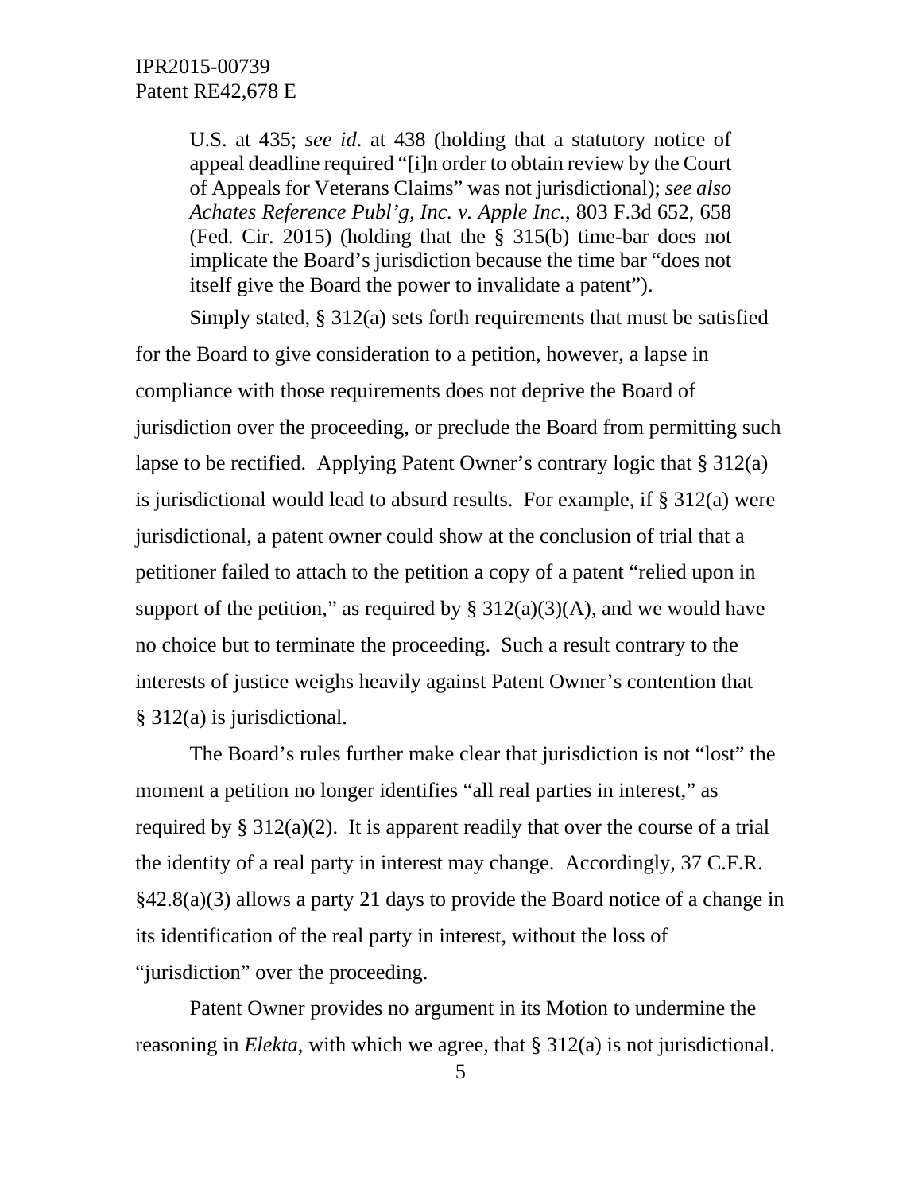U.S. at 435; *see id*. at 438 (holding that a statutory notice of appeal deadline required "[i]n order to obtain review by the Court of Appeals for Veterans Claims" was not jurisdictional); *see also Achates Reference Publ'g, Inc. v. Apple Inc.*, 803 F.3d 652, 658 (Fed. Cir. 2015) (holding that the § 315(b) time-bar does not implicate the Board's jurisdiction because the time bar "does not itself give the Board the power to invalidate a patent").

Simply stated, § 312(a) sets forth requirements that must be satisfied for the Board to give consideration to a petition, however, a lapse in compliance with those requirements does not deprive the Board of jurisdiction over the proceeding, or preclude the Board from permitting such lapse to be rectified. Applying Patent Owner's contrary logic that § 312(a) is jurisdictional would lead to absurd results. For example, if § 312(a) were jurisdictional, a patent owner could show at the conclusion of trial that a petitioner failed to attach to the petition a copy of a patent "relied upon in support of the petition," as required by § 312(a)(3)(A), and we would have no choice but to terminate the proceeding. Such a result contrary to the interests of justice weighs heavily against Patent Owner's contention that § 312(a) is jurisdictional.

The Board's rules further make clear that jurisdiction is not "lost" the moment a petition no longer identifies "all real parties in interest," as required by § 312(a)(2). It is apparent readily that over the course of a trial the identity of a real party in interest may change. Accordingly, 37 C.F.R. §42.8(a)(3) allows a party 21 days to provide the Board notice of a change in its identification of the real party in interest, without the loss of "jurisdiction" over the proceeding.

Patent Owner provides no argument in its Motion to undermine the reasoning in *Elekta*, with which we agree, that § 312(a) is not jurisdictional.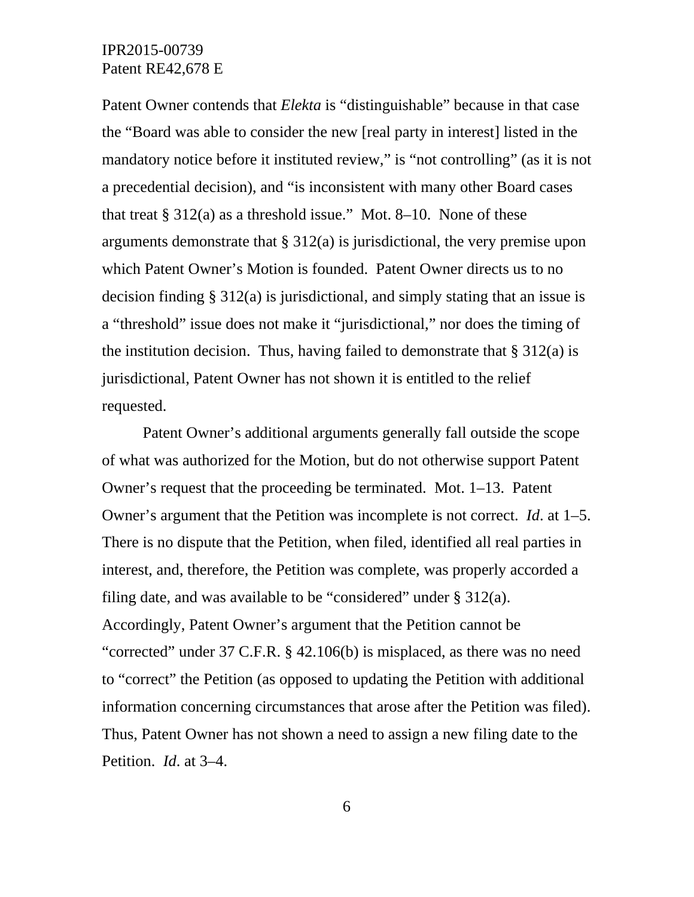Patent Owner contends that *Elekta* is "distinguishable" because in that case the "Board was able to consider the new [real party in interest] listed in the mandatory notice before it instituted review," is "not controlling" (as it is not a precedential decision), and "is inconsistent with many other Board cases that treat § 312(a) as a threshold issue." Mot. 8–10. None of these arguments demonstrate that § 312(a) is jurisdictional, the very premise upon which Patent Owner's Motion is founded. Patent Owner directs us to no decision finding § 312(a) is jurisdictional, and simply stating that an issue is a "threshold" issue does not make it "jurisdictional," nor does the timing of the institution decision. Thus, having failed to demonstrate that § 312(a) is jurisdictional, Patent Owner has not shown it is entitled to the relief requested.

Patent Owner's additional arguments generally fall outside the scope of what was authorized for the Motion, but do not otherwise support Patent Owner's request that the proceeding be terminated. Mot. 1–13. Patent Owner's argument that the Petition was incomplete is not correct. *Id*. at 1–5. There is no dispute that the Petition, when filed, identified all real parties in interest, and, therefore, the Petition was complete, was properly accorded a filing date, and was available to be "considered" under § 312(a). Accordingly, Patent Owner's argument that the Petition cannot be "corrected" under 37 C.F.R. § 42.106(b) is misplaced, as there was no need to "correct" the Petition (as opposed to updating the Petition with additional information concerning circumstances that arose after the Petition was filed). Thus, Patent Owner has not shown a need to assign a new filing date to the Petition. *Id*. at 3–4.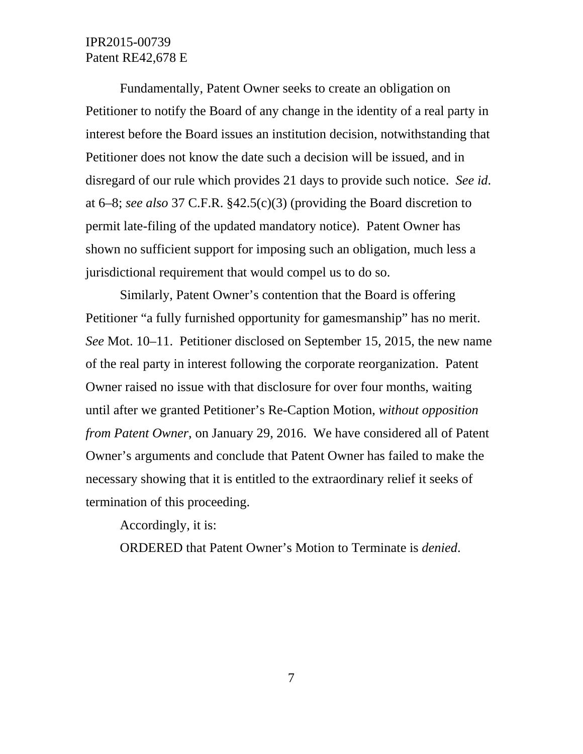Fundamentally, Patent Owner seeks to create an obligation on Petitioner to notify the Board of any change in the identity of a real party in interest before the Board issues an institution decision, notwithstanding that Petitioner does not know the date such a decision will be issued, and in disregard of our rule which provides 21 days to provide such notice. *See id*. at 6–8; *see also* 37 C.F.R. §42.5(c)(3) (providing the Board discretion to permit late-filing of the updated mandatory notice). Patent Owner has shown no sufficient support for imposing such an obligation, much less a jurisdictional requirement that would compel us to do so.

Similarly, Patent Owner's contention that the Board is offering Petitioner "a fully furnished opportunity for gamesmanship" has no merit. *See* Mot. 10–11. Petitioner disclosed on September 15, 2015, the new name of the real party in interest following the corporate reorganization. Patent Owner raised no issue with that disclosure for over four months, waiting until after we granted Petitioner's Re-Caption Motion, *without opposition from Patent Owner*, on January 29, 2016. We have considered all of Patent Owner's arguments and conclude that Patent Owner has failed to make the necessary showing that it is entitled to the extraordinary relief it seeks of termination of this proceeding.

Accordingly, it is:

ORDERED that Patent Owner's Motion to Terminate is *denied*.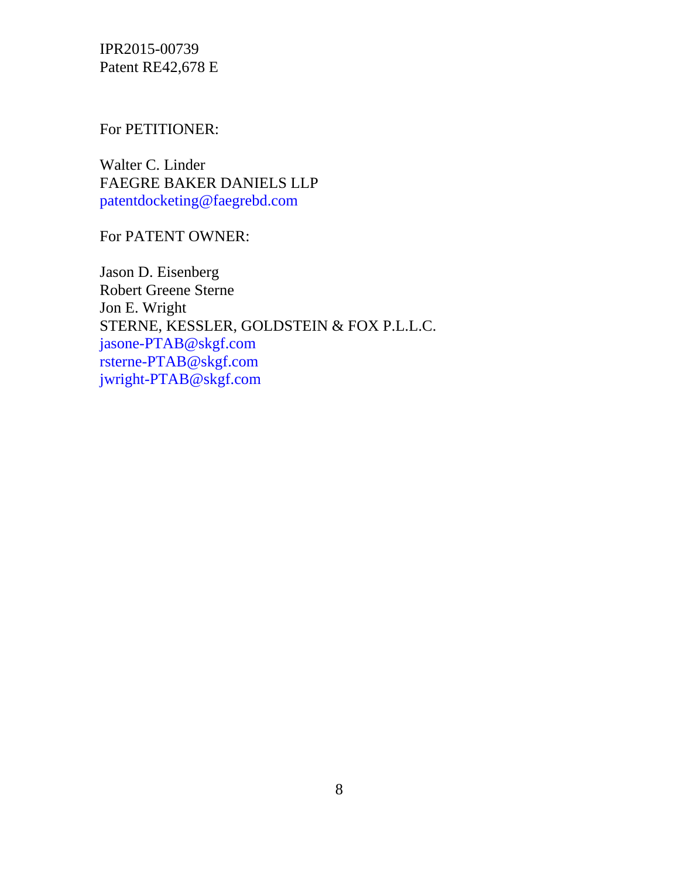For PETITIONER:

Walter C. Linder
FAEGRE BAKER DANIELS LLP
patentdocketing@faegrebd.com

For PATENT OWNER:

Jason D. Eisenberg
Robert Greene Sterne
Jon E. Wright
STERNE, KESSLER, GOLDSTEIN & FOX P.L.L.C.
jasone-PTAB@skgf.com
rsterne-PTAB@skgf.com
jwright-PTAB@skgf.com